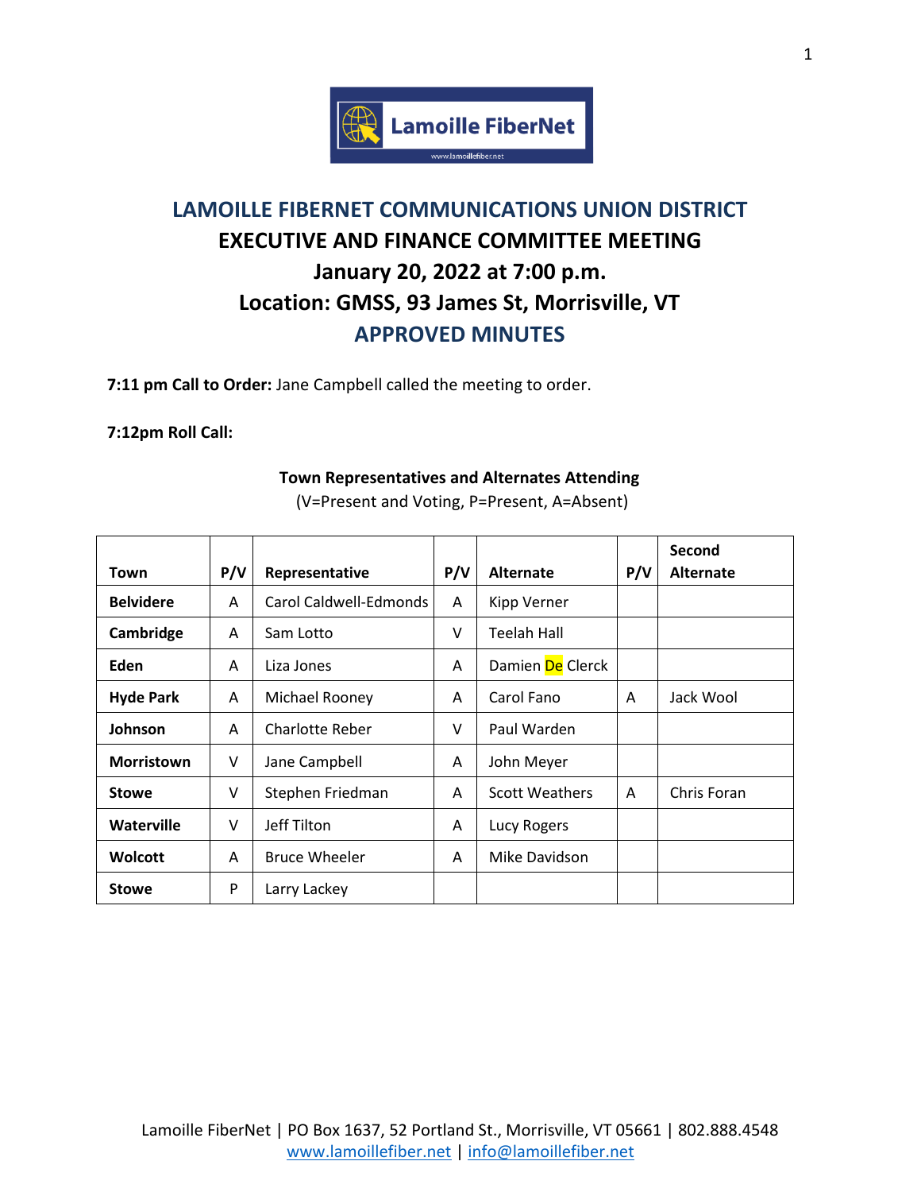# LAMOILLE FIBERNET COMMUNICATIONS UNION DISTRICT

## EXECUTIVE AND FINANCE COMMITTEE MEETING

## January 20, 2022 at 7:00 p.m.

## Location: GMSS, 93 James St, Morrisville, VT

## APPROVED MINUTES

**7:11 pm Call to Order:** Jane Campbell called the meeting to order.

**7:12pm Roll Call:**

**Town Representatives and Alternates Attending**

(V=Present and Voting, P=Present, A=Absent)

| Town | P/V | Representative | P/V | Alternate | P/V | Second Alternate |
|---|---|---|---|---|---|---|
| **Belvidere** | A | Carol Caldwell-Edmonds | A | Kipp Verner | | |
| **Cambridge** | A | Sam Lotto | V | Teelah Hall | | |
| **Eden** | A | Liza Jones | A | Damien De Clerck | | |
| **Hyde Park** | A | Michael Rooney | A | Carol Fano | A | Jack Wool |
| **Johnson** | A | Charlotte Reber | V | Paul Warden | | |
| **Morristown** | V | Jane Campbell | A | John Meyer | | |
| **Stowe** | V | Stephen Friedman | A | Scott Weathers | A | Chris Foran |
| **Waterville** | V | Jeff Tilton | A | Lucy Rogers | | |
| **Wolcott** | A | Bruce Wheeler | A | Mike Davidson | | |
| **Stowe** | P | Larry Lackey | | | | |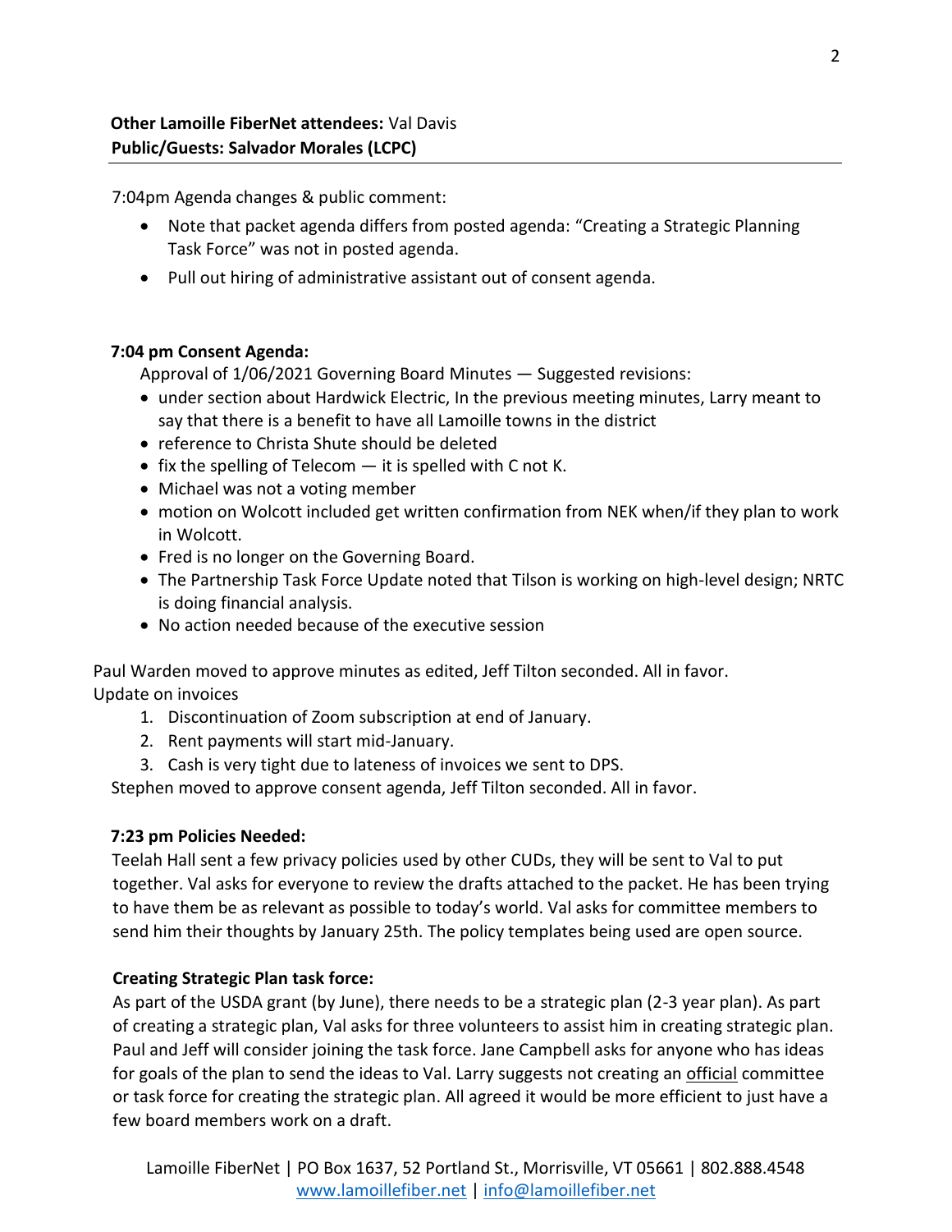**Other Lamoille FiberNet attendees:** Val Davis
**Public/Guests: Salvador Morales (LCPC)**

---

7:04pm Agenda changes & public comment:

- Note that packet agenda differs from posted agenda: "Creating a Strategic Planning Task Force" was not in posted agenda.
- Pull out hiring of administrative assistant out of consent agenda.

**7:04 pm Consent Agenda:**

Approval of 1/06/2021 Governing Board Minutes — Suggested revisions:

- under section about Hardwick Electric, In the previous meeting minutes, Larry meant to say that there is a benefit to have all Lamoille towns in the district
- reference to Christa Shute should be deleted
- fix the spelling of Telecom — it is spelled with C not K.
- Michael was not a voting member
- motion on Wolcott included get written confirmation from NEK when/if they plan to work in Wolcott.
- Fred is no longer on the Governing Board.
- The Partnership Task Force Update noted that Tilson is working on high-level design; NRTC is doing financial analysis.
- No action needed because of the executive session

Paul Warden moved to approve minutes as edited, Jeff Tilton seconded. All in favor.
Update on invoices

1. Discontinuation of Zoom subscription at end of January.
2. Rent payments will start mid-January.
3. Cash is very tight due to lateness of invoices we sent to DPS.

Stephen moved to approve consent agenda, Jeff Tilton seconded. All in favor.

**7:23 pm Policies Needed:**

Teelah Hall sent a few privacy policies used by other CUDs, they will be sent to Val to put together. Val asks for everyone to review the drafts attached to the packet. He has been trying to have them be as relevant as possible to today's world. Val asks for committee members to send him their thoughts by January 25th. The policy templates being used are open source.

**Creating Strategic Plan task force:**

As part of the USDA grant (by June), there needs to be a strategic plan (2-3 year plan). As part of creating a strategic plan, Val asks for three volunteers to assist him in creating strategic plan. Paul and Jeff will consider joining the task force. Jane Campbell asks for anyone who has ideas for goals of the plan to send the ideas to Val. Larry suggests not creating an <u>official</u> committee or task force for creating the strategic plan. All agreed it would be more efficient to just have a few board members work on a draft.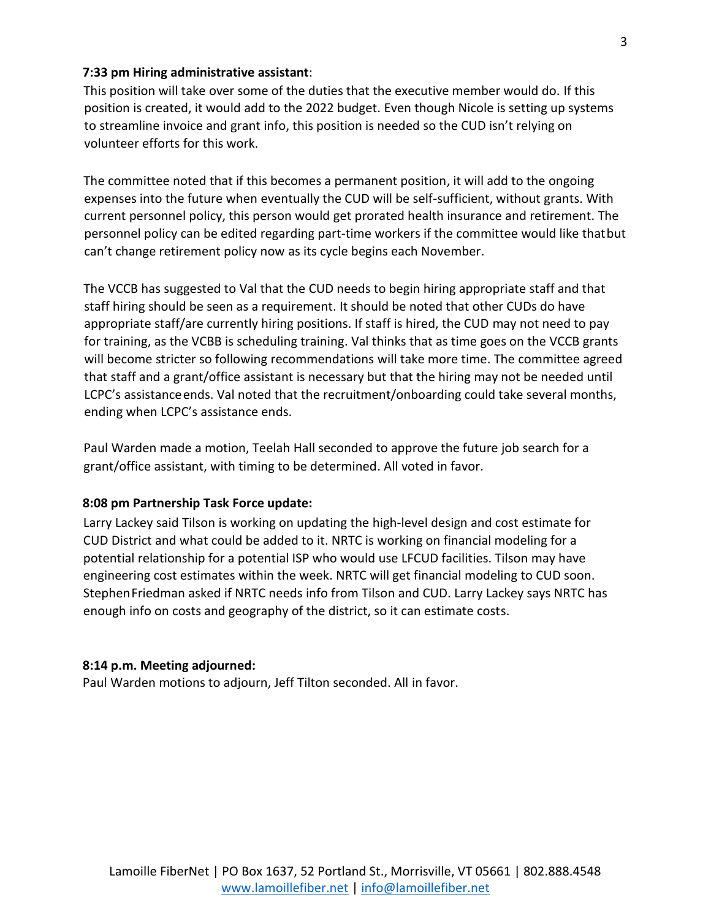**7:33 pm Hiring administrative assistant**:

This position will take over some of the duties that the executive member would do. If this position is created, it would add to the 2022 budget. Even though Nicole is setting up systems to streamline invoice and grant info, this position is needed so the CUD isn't relying on volunteer efforts for this work.

The committee noted that if this becomes a permanent position, it will add to the ongoing expenses into the future when eventually the CUD will be self-sufficient, without grants. With current personnel policy, this person would get prorated health insurance and retirement. The personnel policy can be edited regarding part-time workers if the committee would like that but can't change retirement policy now as its cycle begins each November.

The VCCB has suggested to Val that the CUD needs to begin hiring appropriate staff and that staff hiring should be seen as a requirement. It should be noted that other CUDs do have appropriate staff/are currently hiring positions. If staff is hired, the CUD may not need to pay for training, as the VCBB is scheduling training. Val thinks that as time goes on the VCCB grants will become stricter so following recommendations will take more time. The committee agreed that staff and a grant/office assistant is necessary but that the hiring may not be needed until LCPC's assistance ends. Val noted that the recruitment/onboarding could take several months, ending when LCPC's assistance ends.

Paul Warden made a motion, Teelah Hall seconded to approve the future job search for a grant/office assistant, with timing to be determined. All voted in favor.

**8:08 pm Partnership Task Force update:**

Larry Lackey said Tilson is working on updating the high-level design and cost estimate for CUD District and what could be added to it. NRTC is working on financial modeling for a potential relationship for a potential ISP who would use LFCUD facilities. Tilson may have engineering cost estimates within the week. NRTC will get financial modeling to CUD soon. Stephen Friedman asked if NRTC needs info from Tilson and CUD. Larry Lackey says NRTC has enough info on costs and geography of the district, so it can estimate costs.

**8:14 p.m. Meeting adjourned:**

Paul Warden motions to adjourn, Jeff Tilton seconded. All in favor.

Lamoille FiberNet | PO Box 1637, 52 Portland St., Morrisville, VT 05661 | 802.888.4548
www.lamoillefiber.net | info@lamoillefiber.net